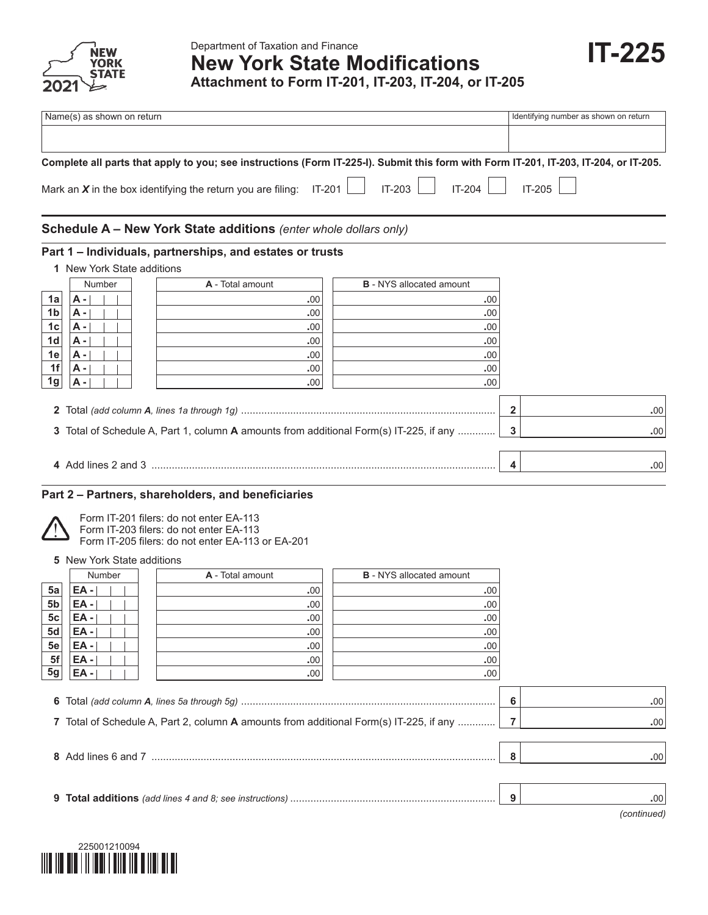2021

Department of Taxation and Finance

# New York State Modifications

**IT-225**

**Attachment to Form IT-201, IT-203, IT-204, or IT-205**

| Name(s) as shown on return | Identifying number as shown on return |
|---|---|
| | |

**Complete all parts that apply to you; see instructions (Form IT-225-I). Submit this form with Form IT-201, IT-203, IT-204, or IT-205.**

Mark an ***X*** in the box identifying the return you are filing: IT-201 ☐ IT-203 ☐ IT-204 ☐ IT-205 ☐

## Schedule A – New York State additions *(enter whole dollars only)*

### Part 1 – Individuals, partnerships, and estates or trusts

**1** New York State additions

| | Number | A - Total amount | B - NYS allocated amount |
|---|---|---|---|
| 1a | A - | .00 | .00 |
| 1b | A - | .00 | .00 |
| 1c | A - | .00 | .00 |
| 1d | A - | .00 | .00 |
| 1e | A - | .00 | .00 |
| 1f | A - | .00 | .00 |
| 1g | A - | .00 | .00 |

| | | | |
|---|---|---|---|
| **2** | Total *(add column **A**, lines 1a through 1g)* | 2 | .00 |
| **3** | Total of Schedule A, Part 1, column **A** amounts from additional Form(s) IT-225, if any | 3 | .00 |
| **4** | Add lines 2 and 3 | 4 | .00 |

### Part 2 – Partners, shareholders, and beneficiaries

Form IT-201 filers: do not enter EA-113
Form IT-203 filers: do not enter EA-113
Form IT-205 filers: do not enter EA-113 or EA-201

**5** New York State additions

| | Number | A - Total amount | B - NYS allocated amount |
|---|---|---|---|
| 5a | EA - | .00 | .00 |
| 5b | EA - | .00 | .00 |
| 5c | EA - | .00 | .00 |
| 5d | EA - | .00 | .00 |
| 5e | EA - | .00 | .00 |
| 5f | EA - | .00 | .00 |
| 5g | EA - | .00 | .00 |

| | | | |
|---|---|---|---|
| **6** | Total *(add column **A**, lines 5a through 5g)* | 6 | .00 |
| **7** | Total of Schedule A, Part 2, column **A** amounts from additional Form(s) IT-225, if any | 7 | .00 |
| **8** | Add lines 6 and 7 | 8 | .00 |
| **9** | **Total additions** *(add lines 4 and 8; see instructions)* | 9 | .00 |

*(continued)*

225001210094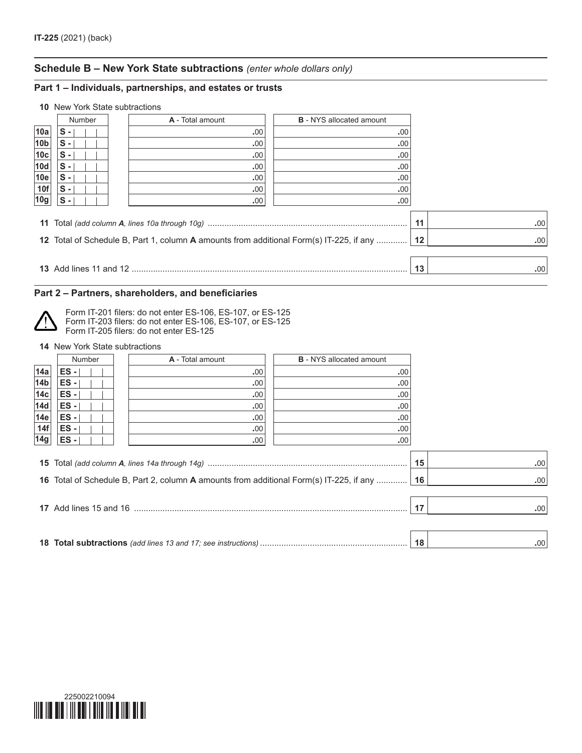IT-225 (2021) (back)

## Schedule B – New York State subtractions *(enter whole dollars only)*

### Part 1 – Individuals, partnerships, and estates or trusts

**10** New York State subtractions

| | Number | A - Total amount | B - NYS allocated amount |
|---|---|---|---|
| **10a** | **S -** | .00 | .00 |
| **10b** | **S -** | .00 | .00 |
| **10c** | **S -** | .00 | .00 |
| **10d** | **S -** | .00 | .00 |
| **10e** | **S -** | .00 | .00 |
| **10f** | **S -** | .00 | .00 |
| **10g** | **S -** | .00 | .00 |

| | | |
|---|---|---|
| **11** Total *(add column **A**, lines 10a through 10g)* | **11** | .00 |
| **12** Total of Schedule B, Part 1, column **A** amounts from additional Form(s) IT-225, if any | **12** | .00 |
| **13** Add lines 11 and 12 | **13** | .00 |

### Part 2 – Partners, shareholders, and beneficiaries

Form IT-201 filers: do not enter ES-106, ES-107, or ES-125
Form IT-203 filers: do not enter ES-106, ES-107, or ES-125
Form IT-205 filers: do not enter ES-125

**14** New York State subtractions

| | Number | A - Total amount | B - NYS allocated amount |
|---|---|---|---|
| **14a** | **ES -** | .00 | .00 |
| **14b** | **ES -** | .00 | .00 |
| **14c** | **ES -** | .00 | .00 |
| **14d** | **ES -** | .00 | .00 |
| **14e** | **ES -** | .00 | .00 |
| **14f** | **ES -** | .00 | .00 |
| **14g** | **ES -** | .00 | .00 |

| | | |
|---|---|---|
| **15** Total *(add column **A**, lines 14a through 14g)* | **15** | .00 |
| **16** Total of Schedule B, Part 2, column **A** amounts from additional Form(s) IT-225, if any | **16** | .00 |
| **17** Add lines 15 and 16 | **17** | .00 |
| **18** **Total subtractions** *(add lines 13 and 17; see instructions)* | **18** | .00 |

225002210094